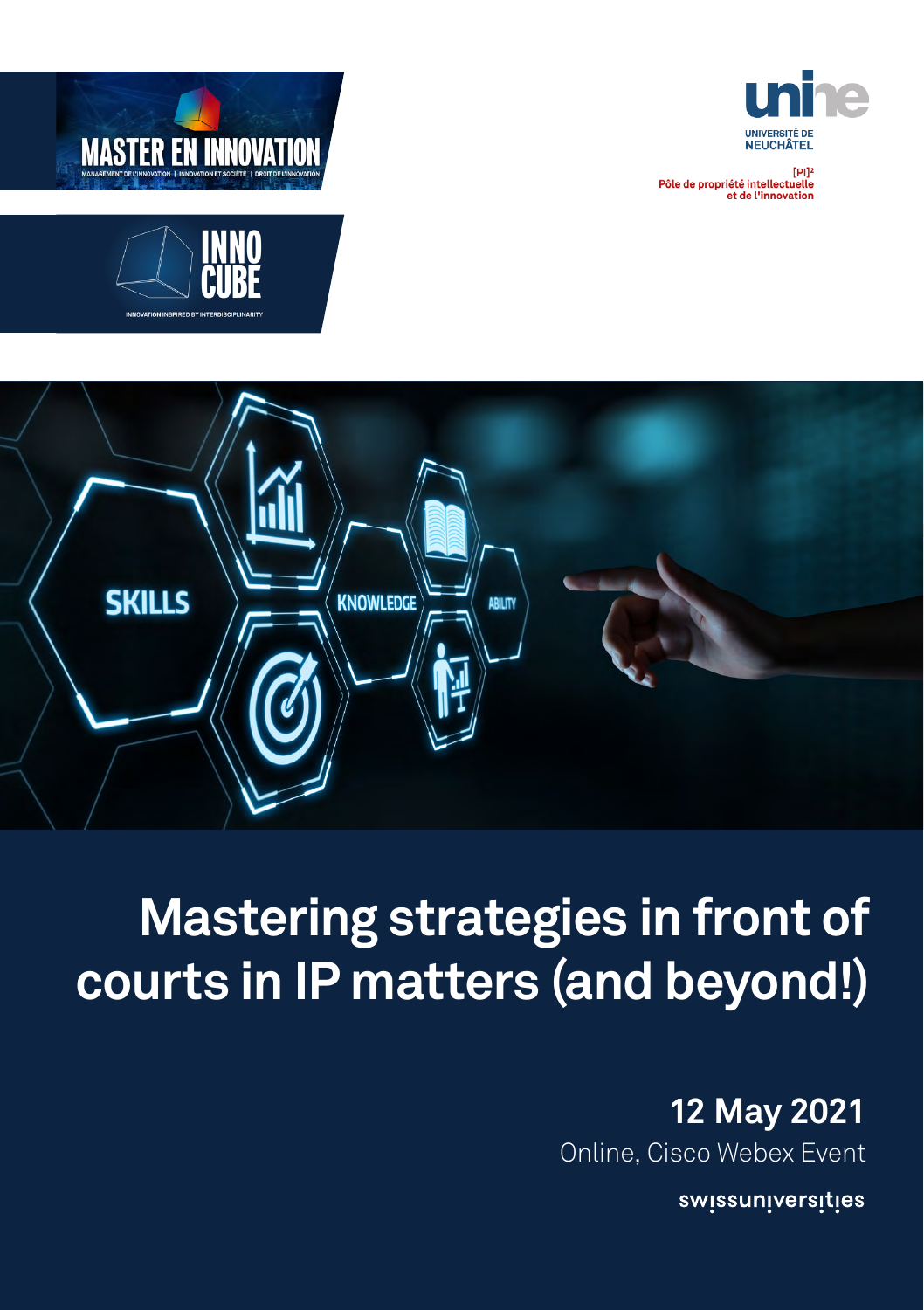MASTER EN INNOVATION

MANAGEMENT DE L'INNOVATION | INNOVATION ET SOCIÉTÉ | DROIT DE L'INNOVATION

INNO CUBE

INNOVATION INSPIRED BY INTERDISCIPLINARITY

UNIVERSITÉ DE NEUCHÂTEL

[PI]²
Pôle de propriété intellectuelle et de l'innovation

# Mastering strategies in front of courts in IP matters (and beyond!)

**12 May 2021**

Online, Cisco Webex Event

swissuniversities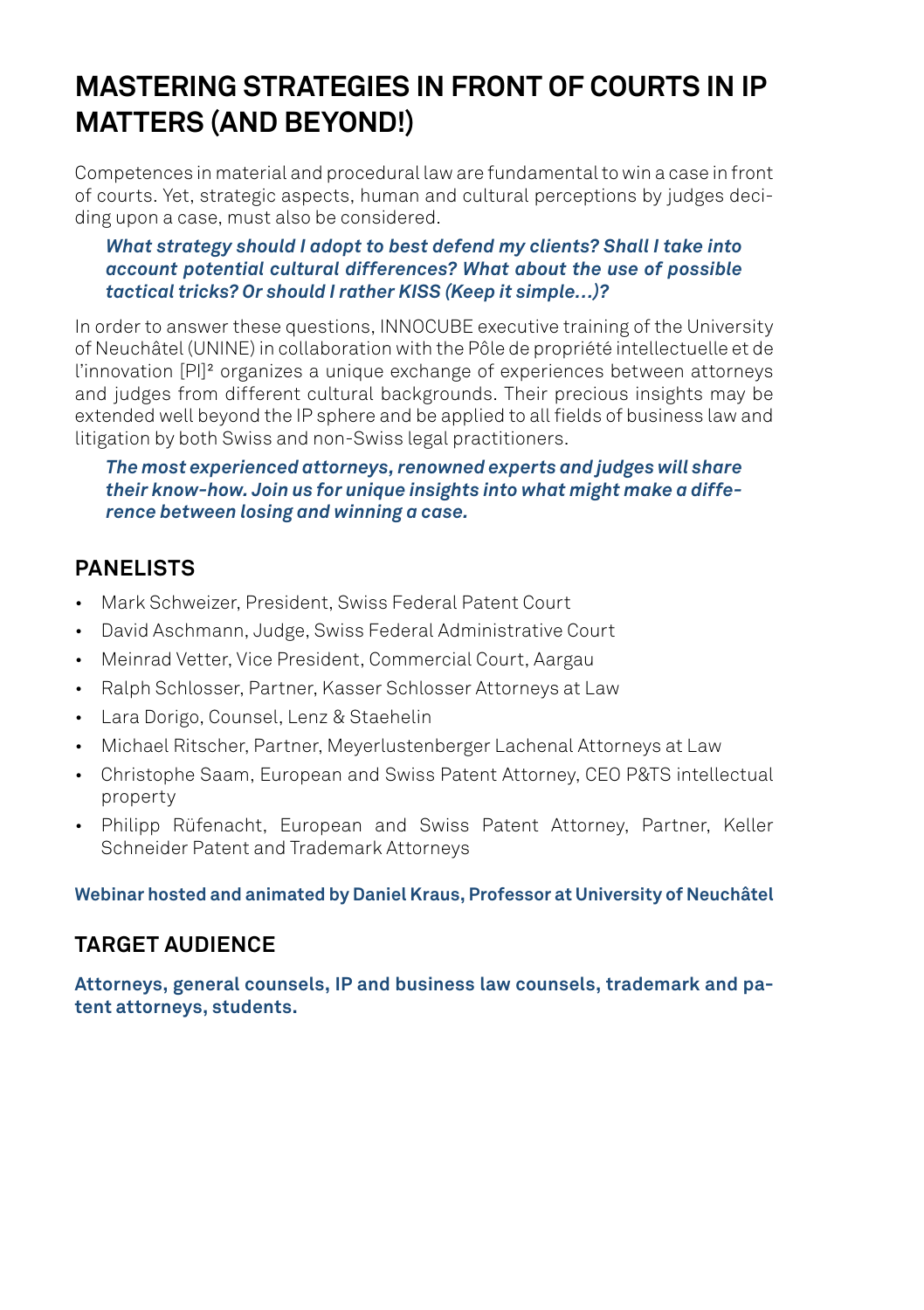# MASTERING STRATEGIES IN FRONT OF COURTS IN IP MATTERS (AND BEYOND!)

Competences in material and procedural law are fundamental to win a case in front of courts. Yet, strategic aspects, human and cultural perceptions by judges deciding upon a case, must also be considered.

> ***What strategy should I adopt to best defend my clients? Shall I take into account potential cultural differences? What about the use of possible tactical tricks? Or should I rather KISS (Keep it simple…)?***

In order to answer these questions, INNOCUBE executive training of the University of Neuchâtel (UNINE) in collaboration with the Pôle de propriété intellectuelle et de l'innovation [PI]² organizes a unique exchange of experiences between attorneys and judges from different cultural backgrounds. Their precious insights may be extended well beyond the IP sphere and be applied to all fields of business law and litigation by both Swiss and non-Swiss legal practitioners.

> ***The most experienced attorneys, renowned experts and judges will share their know-how. Join us for unique insights into what might make a difference between losing and winning a case.***

## PANELISTS

- Mark Schweizer, President, Swiss Federal Patent Court
- David Aschmann, Judge, Swiss Federal Administrative Court
- Meinrad Vetter, Vice President, Commercial Court, Aargau
- Ralph Schlosser, Partner, Kasser Schlosser Attorneys at Law
- Lara Dorigo, Counsel, Lenz & Staehelin
- Michael Ritscher, Partner, Meyerlustenberger Lachenal Attorneys at Law
- Christophe Saam, European and Swiss Patent Attorney, CEO P&TS intellectual property
- Philipp Rüfenacht, European and Swiss Patent Attorney, Partner, Keller Schneider Patent and Trademark Attorneys

**Webinar hosted and animated by Daniel Kraus, Professor at University of Neuchâtel**

## TARGET AUDIENCE

**Attorneys, general counsels, IP and business law counsels, trademark and patent attorneys, students.**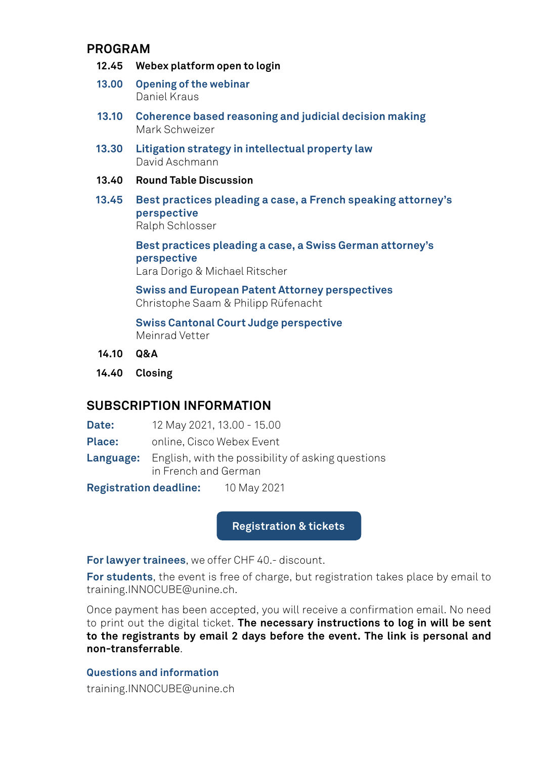## PROGRAM

**12.45** **Webex platform open to login**

**13.00** **Opening of the webinar**
Daniel Kraus

**13.10** **Coherence based reasoning and judicial decision making**
Mark Schweizer

**13.30** **Litigation strategy in intellectual property law**
David Aschmann

**13.40** **Round Table Discussion**

**13.45** **Best practices pleading a case, a French speaking attorney's perspective**
Ralph Schlosser

**Best practices pleading a case, a Swiss German attorney's perspective**
Lara Dorigo & Michael Ritscher

**Swiss and European Patent Attorney perspectives**
Christophe Saam & Philipp Rüfenacht

**Swiss Cantonal Court Judge perspective**
Meinrad Vetter

**14.10** **Q&A**

**14.40** **Closing**

## SUBSCRIPTION INFORMATION

**Date:** 12 May 2021, 13.00 - 15.00

**Place:** online, Cisco Webex Event

**Language:** English, with the possibility of asking questions in French and German

**Registration deadline:** 10 May 2021

**Registration & tickets**

**For lawyer trainees**, we offer CHF 40.- discount.

**For students**, the event is free of charge, but registration takes place by email to training.INNOCUBE@unine.ch.

Once payment has been accepted, you will receive a confirmation email. No need to print out the digital ticket. **The necessary instructions to log in will be sent to the registrants by email 2 days before the event. The link is personal and non-transferrable**.

**Questions and information**

training.INNOCUBE@unine.ch